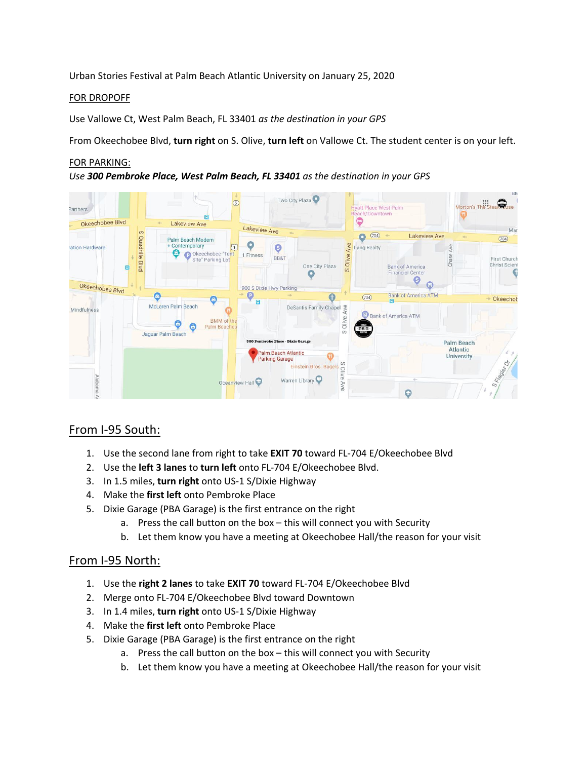Urban Stories Festival at Palm Beach Atlantic University on January 25, 2020

FOR DROPOFF

Use Vallowe Ct, West Palm Beach, FL 33401 *as the destination in your GPS*

From Okeechobee Blvd, **turn right** on S. Olive, **turn left** on Vallowe Ct. The student center is on your left.

FOR PARKING:

*Use **300 Pembroke Place, West Palm Beach, FL 33401** as the destination in your GPS*

## From I-95 South:

1. Use the second lane from right to take **EXIT 70** toward FL-704 E/Okeechobee Blvd
2. Use the **left 3 lanes** to **turn left** onto FL-704 E/Okeechobee Blvd.
3. In 1.5 miles, **turn right** onto US-1 S/Dixie Highway
4. Make the **first left** onto Pembroke Place
5. Dixie Garage (PBA Garage) is the first entrance on the right
   a. Press the call button on the box – this will connect you with Security
   b. Let them know you have a meeting at Okeechobee Hall/the reason for your visit

## From I-95 North:

1. Use the **right 2 lanes** to take **EXIT 70** toward FL-704 E/Okeechobee Blvd
2. Merge onto FL-704 E/Okeechobee Blvd toward Downtown
3. In 1.4 miles, **turn right** onto US-1 S/Dixie Highway
4. Make the **first left** onto Pembroke Place
5. Dixie Garage (PBA Garage) is the first entrance on the right
   a. Press the call button on the box – this will connect you with Security
   b. Let them know you have a meeting at Okeechobee Hall/the reason for your visit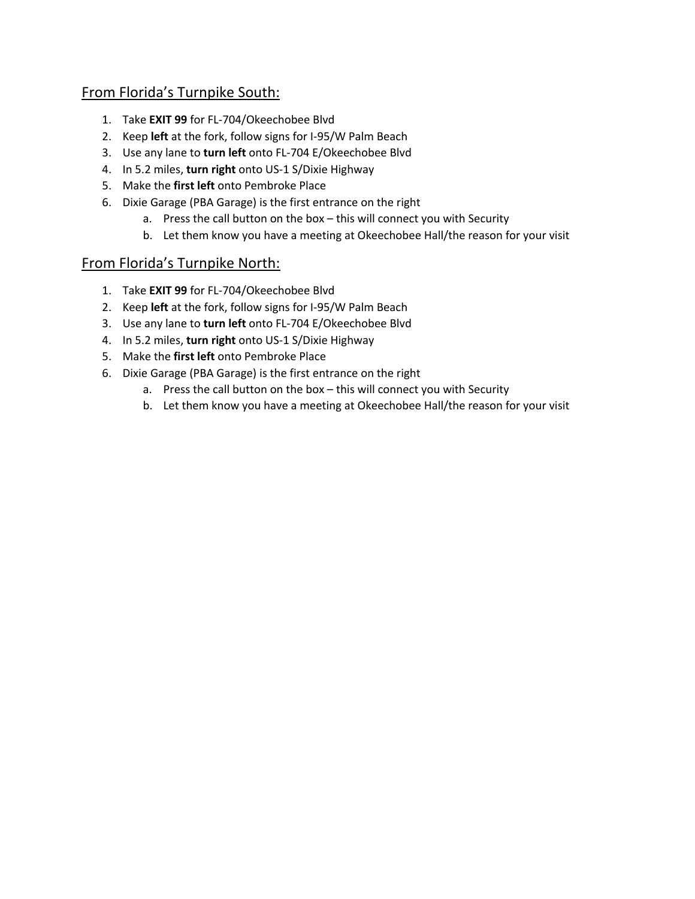## From Florida's Turnpike South:

1. Take **EXIT 99** for FL-704/Okeechobee Blvd
2. Keep **left** at the fork, follow signs for I-95/W Palm Beach
3. Use any lane to **turn left** onto FL-704 E/Okeechobee Blvd
4. In 5.2 miles, **turn right** onto US-1 S/Dixie Highway
5. Make the **first left** onto Pembroke Place
6. Dixie Garage (PBA Garage) is the first entrance on the right
   a. Press the call button on the box – this will connect you with Security
   b. Let them know you have a meeting at Okeechobee Hall/the reason for your visit

## From Florida's Turnpike North:

1. Take **EXIT 99** for FL-704/Okeechobee Blvd
2. Keep **left** at the fork, follow signs for I-95/W Palm Beach
3. Use any lane to **turn left** onto FL-704 E/Okeechobee Blvd
4. In 5.2 miles, **turn right** onto US-1 S/Dixie Highway
5. Make the **first left** onto Pembroke Place
6. Dixie Garage (PBA Garage) is the first entrance on the right
   a. Press the call button on the box – this will connect you with Security
   b. Let them know you have a meeting at Okeechobee Hall/the reason for your visit